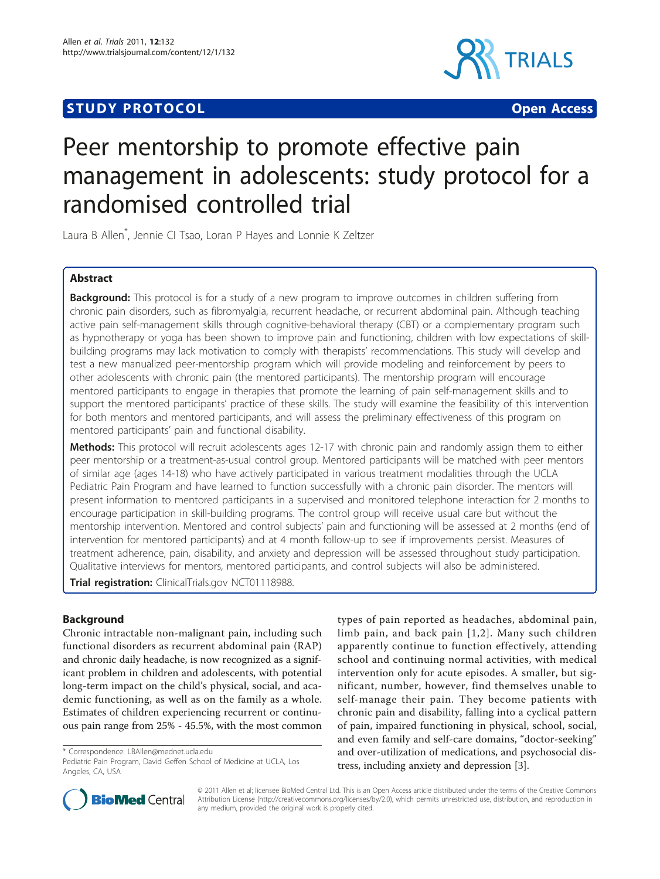STUDY PROTOCOL Open Access

# Peer mentorship to promote effective pain management in adolescents: study protocol for a randomised controlled trial

Laura B Allen[*], Jennie CI Tsao, Loran P Hayes and Lonnie K Zeltzer

## Abstract

**Background:** This protocol is for a study of a new program to improve outcomes in children suffering from chronic pain disorders, such as fibromyalgia, recurrent headache, or recurrent abdominal pain. Although teaching active pain self-management skills through cognitive-behavioral therapy (CBT) or a complementary program such as hypnotherapy or yoga has been shown to improve pain and functioning, children with low expectations of skill-building programs may lack motivation to comply with therapists' recommendations. This study will develop and test a new manualized peer-mentorship program which will provide modeling and reinforcement by peers to other adolescents with chronic pain (the mentored participants). The mentorship program will encourage mentored participants to engage in therapies that promote the learning of pain self-management skills and to support the mentored participants' practice of these skills. The study will examine the feasibility of this intervention for both mentors and mentored participants, and will assess the preliminary effectiveness of this program on mentored participants' pain and functional disability.

**Methods:** This protocol will recruit adolescents ages 12-17 with chronic pain and randomly assign them to either peer mentorship or a treatment-as-usual control group. Mentored participants will be matched with peer mentors of similar age (ages 14-18) who have actively participated in various treatment modalities through the UCLA Pediatric Pain Program and have learned to function successfully with a chronic pain disorder. The mentors will present information to mentored participants in a supervised and monitored telephone interaction for 2 months to encourage participation in skill-building programs. The control group will receive usual care but without the mentorship intervention. Mentored and control subjects' pain and functioning will be assessed at 2 months (end of intervention for mentored participants) and at 4 month follow-up to see if improvements persist. Measures of treatment adherence, pain, disability, and anxiety and depression will be assessed throughout study participation. Qualitative interviews for mentors, mentored participants, and control subjects will also be administered.

**Trial registration:** ClinicalTrials.gov NCT01118988.

## Background

Chronic intractable non-malignant pain, including such functional disorders as recurrent abdominal pain (RAP) and chronic daily headache, is now recognized as a significant problem in children and adolescents, with potential long-term impact on the child's physical, social, and academic functioning, as well as on the family as a whole. Estimates of children experiencing recurrent or continuous pain range from 25% - 45.5%, with the most common types of pain reported as headaches, abdominal pain, limb pain, and back pain [1,2]. Many such children apparently continue to function effectively, attending school and continuing normal activities, with medical intervention only for acute episodes. A smaller, but significant, number, however, find themselves unable to self-manage their pain. They become patients with chronic pain and disability, falling into a cyclical pattern of pain, impaired functioning in physical, school, social, and even family and self-care domains, "doctor-seeking" and over-utilization of medications, and psychosocial distress, including anxiety and depression [3].

\* Correspondence: LBAllen@mednet.ucla.edu
Pediatric Pain Program, David Geffen School of Medicine at UCLA, Los Angeles, CA, USA

© 2011 Allen et al; licensee BioMed Central Ltd. This is an Open Access article distributed under the terms of the Creative Commons Attribution License (http://creativecommons.org/licenses/by/2.0), which permits unrestricted use, distribution, and reproduction in any medium, provided the original work is properly cited.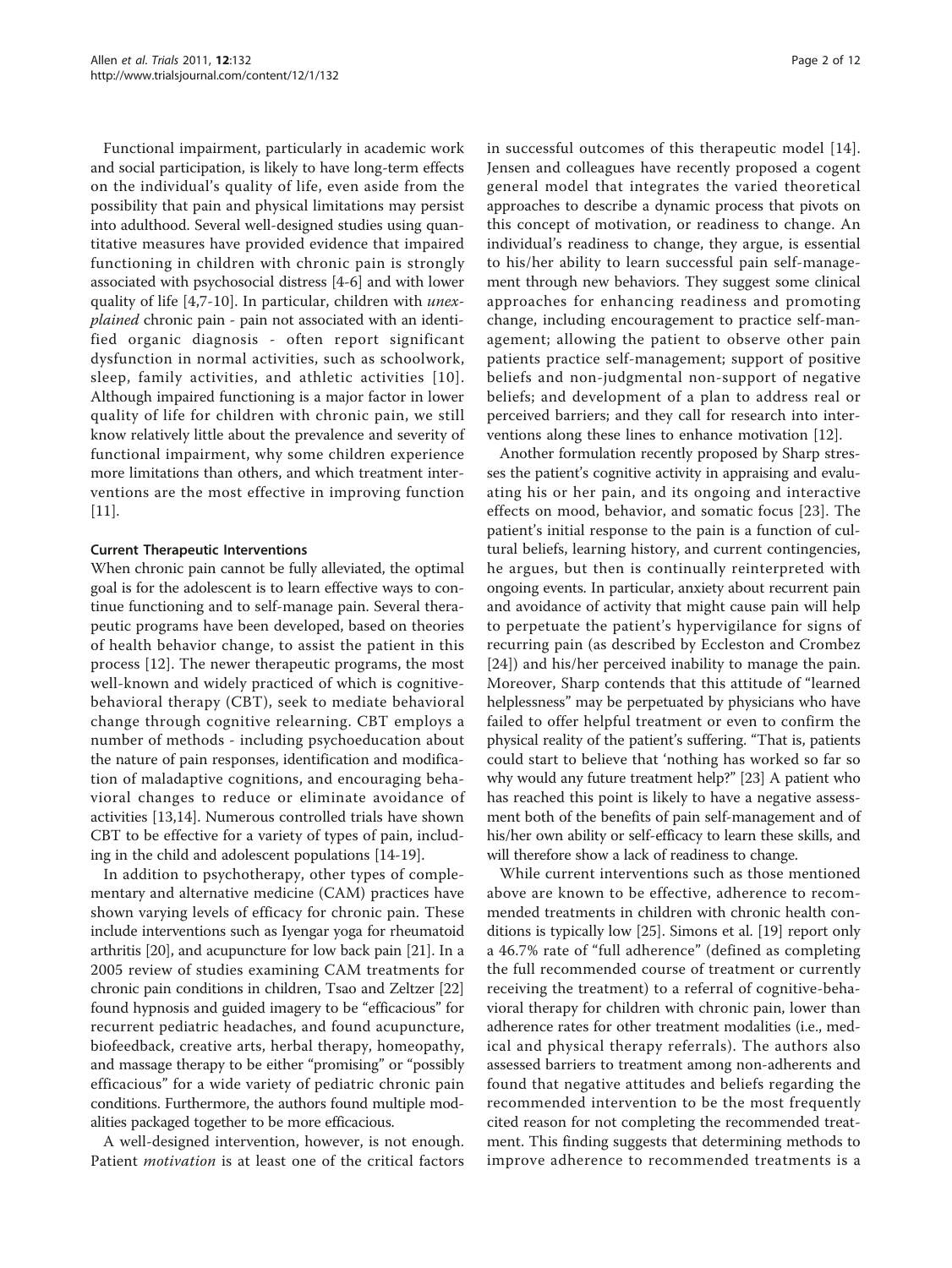Functional impairment, particularly in academic work and social participation, is likely to have long-term effects on the individual's quality of life, even aside from the possibility that pain and physical limitations may persist into adulthood. Several well-designed studies using quantitative measures have provided evidence that impaired functioning in children with chronic pain is strongly associated with psychosocial distress [4-6] and with lower quality of life [4,7-10]. In particular, children with *unexplained* chronic pain - pain not associated with an identified organic diagnosis - often report significant dysfunction in normal activities, such as schoolwork, sleep, family activities, and athletic activities [10]. Although impaired functioning is a major factor in lower quality of life for children with chronic pain, we still know relatively little about the prevalence and severity of functional impairment, why some children experience more limitations than others, and which treatment interventions are the most effective in improving function [11].

### Current Therapeutic Interventions

When chronic pain cannot be fully alleviated, the optimal goal is for the adolescent is to learn effective ways to continue functioning and to self-manage pain. Several therapeutic programs have been developed, based on theories of health behavior change, to assist the patient in this process [12]. The newer therapeutic programs, the most well-known and widely practiced of which is cognitive-behavioral therapy (CBT), seek to mediate behavioral change through cognitive relearning. CBT employs a number of methods - including psychoeducation about the nature of pain responses, identification and modification of maladaptive cognitions, and encouraging behavioral changes to reduce or eliminate avoidance of activities [13,14]. Numerous controlled trials have shown CBT to be effective for a variety of types of pain, including in the child and adolescent populations [14-19].

In addition to psychotherapy, other types of complementary and alternative medicine (CAM) practices have shown varying levels of efficacy for chronic pain. These include interventions such as Iyengar yoga for rheumatoid arthritis [20], and acupuncture for low back pain [21]. In a 2005 review of studies examining CAM treatments for chronic pain conditions in children, Tsao and Zeltzer [22] found hypnosis and guided imagery to be "efficacious" for recurrent pediatric headaches, and found acupuncture, biofeedback, creative arts, herbal therapy, homeopathy, and massage therapy to be either "promising" or "possibly efficacious" for a wide variety of pediatric chronic pain conditions. Furthermore, the authors found multiple modalities packaged together to be more efficacious.

A well-designed intervention, however, is not enough. Patient *motivation* is at least one of the critical factors in successful outcomes of this therapeutic model [14]. Jensen and colleagues have recently proposed a cogent general model that integrates the varied theoretical approaches to describe a dynamic process that pivots on this concept of motivation, or readiness to change. An individual's readiness to change, they argue, is essential to his/her ability to learn successful pain self-management through new behaviors. They suggest some clinical approaches for enhancing readiness and promoting change, including encouragement to practice self-management; allowing the patient to observe other pain patients practice self-management; support of positive beliefs and non-judgmental non-support of negative beliefs; and development of a plan to address real or perceived barriers; and they call for research into interventions along these lines to enhance motivation [12].

Another formulation recently proposed by Sharp stresses the patient's cognitive activity in appraising and evaluating his or her pain, and its ongoing and interactive effects on mood, behavior, and somatic focus [23]. The patient's initial response to the pain is a function of cultural beliefs, learning history, and current contingencies, he argues, but then is continually reinterpreted with ongoing events. In particular, anxiety about recurrent pain and avoidance of activity that might cause pain will help to perpetuate the patient's hypervigilance for signs of recurring pain (as described by Eccleston and Crombez [24]) and his/her perceived inability to manage the pain. Moreover, Sharp contends that this attitude of "learned helplessness" may be perpetuated by physicians who have failed to offer helpful treatment or even to confirm the physical reality of the patient's suffering. "That is, patients could start to believe that 'nothing has worked so far so why would any future treatment help?" [23] A patient who has reached this point is likely to have a negative assessment both of the benefits of pain self-management and of his/her own ability or self-efficacy to learn these skills, and will therefore show a lack of readiness to change.

While current interventions such as those mentioned above are known to be effective, adherence to recommended treatments in children with chronic health conditions is typically low [25]. Simons et al. [19] report only a 46.7% rate of "full adherence" (defined as completing the full recommended course of treatment or currently receiving the treatment) to a referral of cognitive-behavioral therapy for children with chronic pain, lower than adherence rates for other treatment modalities (i.e., medical and physical therapy referrals). The authors also assessed barriers to treatment among non-adherents and found that negative attitudes and beliefs regarding the recommended intervention to be the most frequently cited reason for not completing the recommended treatment. This finding suggests that determining methods to improve adherence to recommended treatments is a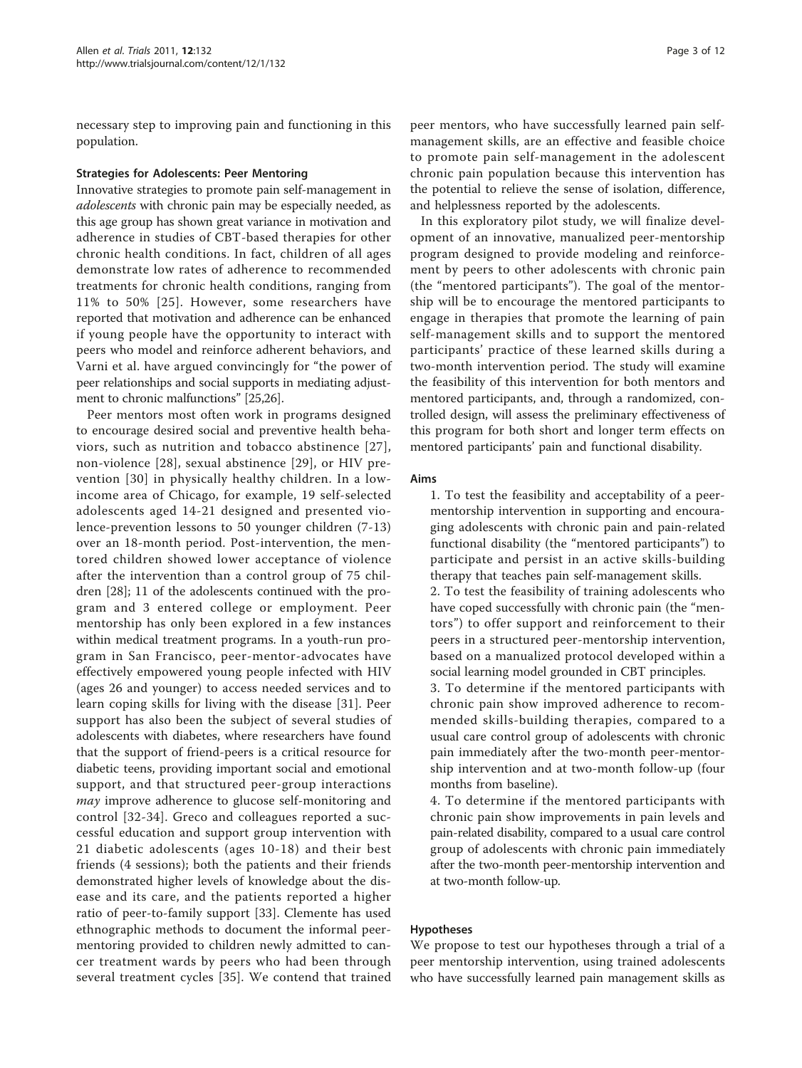necessary step to improving pain and functioning in this population.

### Strategies for Adolescents: Peer Mentoring

Innovative strategies to promote pain self-management in *adolescents* with chronic pain may be especially needed, as this age group has shown great variance in motivation and adherence in studies of CBT-based therapies for other chronic health conditions. In fact, children of all ages demonstrate low rates of adherence to recommended treatments for chronic health conditions, ranging from 11% to 50% [25]. However, some researchers have reported that motivation and adherence can be enhanced if young people have the opportunity to interact with peers who model and reinforce adherent behaviors, and Varni et al. have argued convincingly for "the power of peer relationships and social supports in mediating adjustment to chronic malfunctions" [25,26].

Peer mentors most often work in programs designed to encourage desired social and preventive health behaviors, such as nutrition and tobacco abstinence [27], non-violence [28], sexual abstinence [29], or HIV prevention [30] in physically healthy children. In a low-income area of Chicago, for example, 19 self-selected adolescents aged 14-21 designed and presented violence-prevention lessons to 50 younger children (7-13) over an 18-month period. Post-intervention, the mentored children showed lower acceptance of violence after the intervention than a control group of 75 children [28]; 11 of the adolescents continued with the program and 3 entered college or employment. Peer mentorship has only been explored in a few instances within medical treatment programs. In a youth-run program in San Francisco, peer-mentor-advocates have effectively empowered young people infected with HIV (ages 26 and younger) to access needed services and to learn coping skills for living with the disease [31]. Peer support has also been the subject of several studies of adolescents with diabetes, where researchers have found that the support of friend-peers is a critical resource for diabetic teens, providing important social and emotional support, and that structured peer-group interactions *may* improve adherence to glucose self-monitoring and control [32-34]. Greco and colleagues reported a successful education and support group intervention with 21 diabetic adolescents (ages 10-18) and their best friends (4 sessions); both the patients and their friends demonstrated higher levels of knowledge about the disease and its care, and the patients reported a higher ratio of peer-to-family support [33]. Clemente has used ethnographic methods to document the informal peer-mentoring provided to children newly admitted to cancer treatment wards by peers who had been through several treatment cycles [35]. We contend that trained peer mentors, who have successfully learned pain self-management skills, are an effective and feasible choice to promote pain self-management in the adolescent chronic pain population because this intervention has the potential to relieve the sense of isolation, difference, and helplessness reported by the adolescents.

In this exploratory pilot study, we will finalize development of an innovative, manualized peer-mentorship program designed to provide modeling and reinforcement by peers to other adolescents with chronic pain (the "mentored participants"). The goal of the mentorship will be to encourage the mentored participants to engage in therapies that promote the learning of pain self-management skills and to support the mentored participants' practice of these learned skills during a two-month intervention period. The study will examine the feasibility of this intervention for both mentors and mentored participants, and, through a randomized, controlled design, will assess the preliminary effectiveness of this program for both short and longer term effects on mentored participants' pain and functional disability.

### Aims

1. To test the feasibility and acceptability of a peer-mentorship intervention in supporting and encouraging adolescents with chronic pain and pain-related functional disability (the "mentored participants") to participate and persist in an active skills-building therapy that teaches pain self-management skills.
2. To test the feasibility of training adolescents who have coped successfully with chronic pain (the "mentors") to offer support and reinforcement to their peers in a structured peer-mentorship intervention, based on a manualized protocol developed within a social learning model grounded in CBT principles.
3. To determine if the mentored participants with chronic pain show improved adherence to recommended skills-building therapies, compared to a usual care control group of adolescents with chronic pain immediately after the two-month peer-mentorship intervention and at two-month follow-up (four months from baseline).
4. To determine if the mentored participants with chronic pain show improvements in pain levels and pain-related disability, compared to a usual care control group of adolescents with chronic pain immediately after the two-month peer-mentorship intervention and at two-month follow-up.

### Hypotheses

We propose to test our hypotheses through a trial of a peer mentorship intervention, using trained adolescents who have successfully learned pain management skills as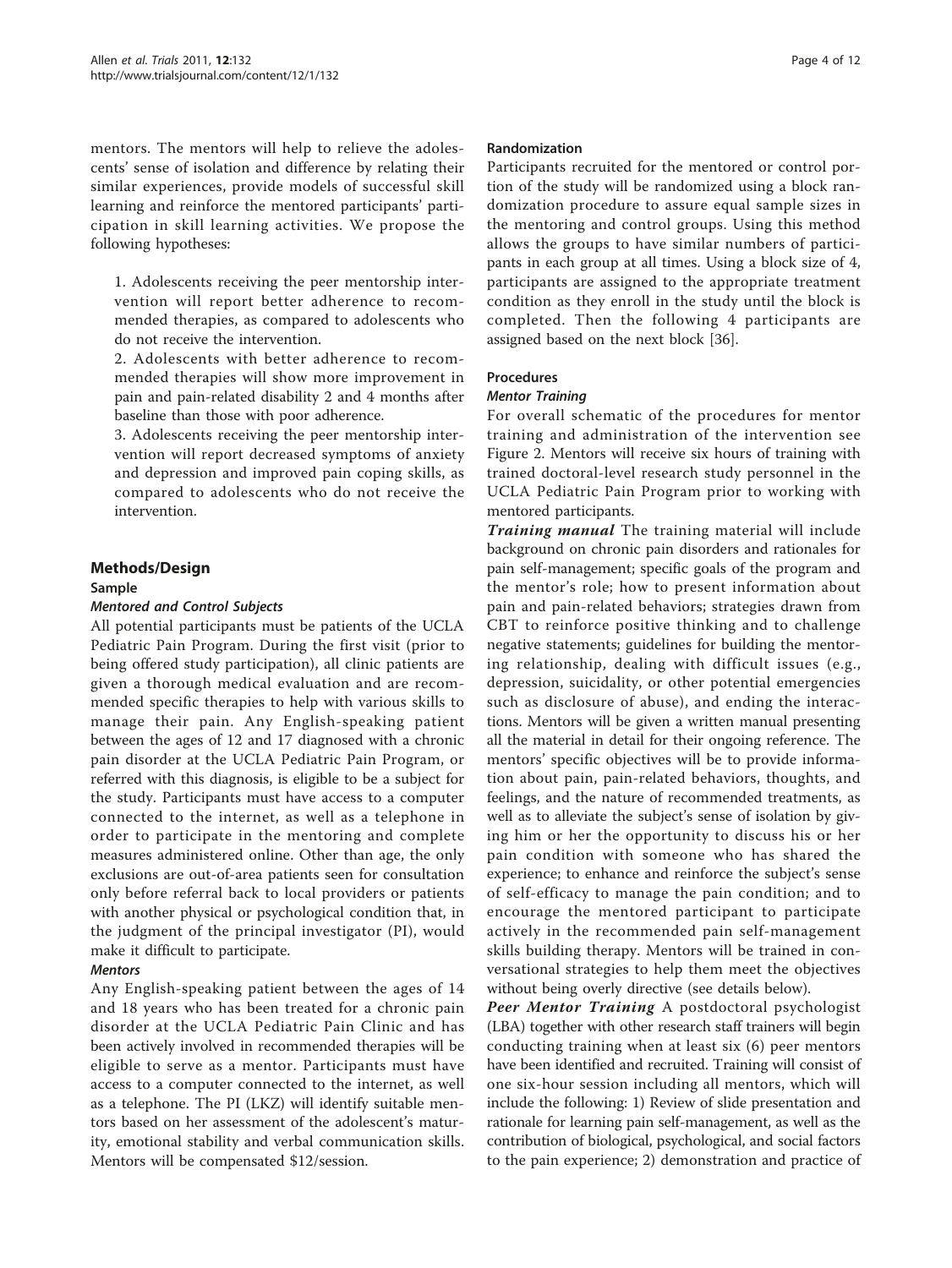mentors. The mentors will help to relieve the adolescents' sense of isolation and difference by relating their similar experiences, provide models of successful skill learning and reinforce the mentored participants' participation in skill learning activities. We propose the following hypotheses:

1. Adolescents receiving the peer mentorship intervention will report better adherence to recommended therapies, as compared to adolescents who do not receive the intervention.
2. Adolescents with better adherence to recommended therapies will show more improvement in pain and pain-related disability 2 and 4 months after baseline than those with poor adherence.
3. Adolescents receiving the peer mentorship intervention will report decreased symptoms of anxiety and depression and improved pain coping skills, as compared to adolescents who do not receive the intervention.

## Methods/Design

### Sample

#### Mentored and Control Subjects

All potential participants must be patients of the UCLA Pediatric Pain Program. During the first visit (prior to being offered study participation), all clinic patients are given a thorough medical evaluation and are recommended specific therapies to help with various skills to manage their pain. Any English-speaking patient between the ages of 12 and 17 diagnosed with a chronic pain disorder at the UCLA Pediatric Pain Program, or referred with this diagnosis, is eligible to be a subject for the study. Participants must have access to a computer connected to the internet, as well as a telephone in order to participate in the mentoring and complete measures administered online. Other than age, the only exclusions are out-of-area patients seen for consultation only before referral back to local providers or patients with another physical or psychological condition that, in the judgment of the principal investigator (PI), would make it difficult to participate.

#### Mentors

Any English-speaking patient between the ages of 14 and 18 years who has been treated for a chronic pain disorder at the UCLA Pediatric Pain Clinic and has been actively involved in recommended therapies will be eligible to serve as a mentor. Participants must have access to a computer connected to the internet, as well as a telephone. The PI (LKZ) will identify suitable mentors based on her assessment of the adolescent's maturity, emotional stability and verbal communication skills. Mentors will be compensated $12/session.

### Randomization

Participants recruited for the mentored or control portion of the study will be randomized using a block randomization procedure to assure equal sample sizes in the mentoring and control groups. Using this method allows the groups to have similar numbers of participants in each group at all times. Using a block size of 4, participants are assigned to the appropriate treatment condition as they enroll in the study until the block is completed. Then the following 4 participants are assigned based on the next block [36].

### Procedures

#### Mentor Training

For overall schematic of the procedures for mentor training and administration of the intervention see Figure 2. Mentors will receive six hours of training with trained doctoral-level research study personnel in the UCLA Pediatric Pain Program prior to working with mentored participants.

***Training manual*** The training material will include background on chronic pain disorders and rationales for pain self-management; specific goals of the program and the mentor's role; how to present information about pain and pain-related behaviors; strategies drawn from CBT to reinforce positive thinking and to challenge negative statements; guidelines for building the mentoring relationship, dealing with difficult issues (e.g., depression, suicidality, or other potential emergencies such as disclosure of abuse), and ending the interactions. Mentors will be given a written manual presenting all the material in detail for their ongoing reference. The mentors' specific objectives will be to provide information about pain, pain-related behaviors, thoughts, and feelings, and the nature of recommended treatments, as well as to alleviate the subject's sense of isolation by giving him or her the opportunity to discuss his or her pain condition with someone who has shared the experience; to enhance and reinforce the subject's sense of self-efficacy to manage the pain condition; and to encourage the mentored participant to participate actively in the recommended pain self-management skills building therapy. Mentors will be trained in conversational strategies to help them meet the objectives without being overly directive (see details below).

***Peer Mentor Training*** A postdoctoral psychologist (LBA) together with other research staff trainers will begin conducting training when at least six (6) peer mentors have been identified and recruited. Training will consist of one six-hour session including all mentors, which will include the following: 1) Review of slide presentation and rationale for learning pain self-management, as well as the contribution of biological, psychological, and social factors to the pain experience; 2) demonstration and practice of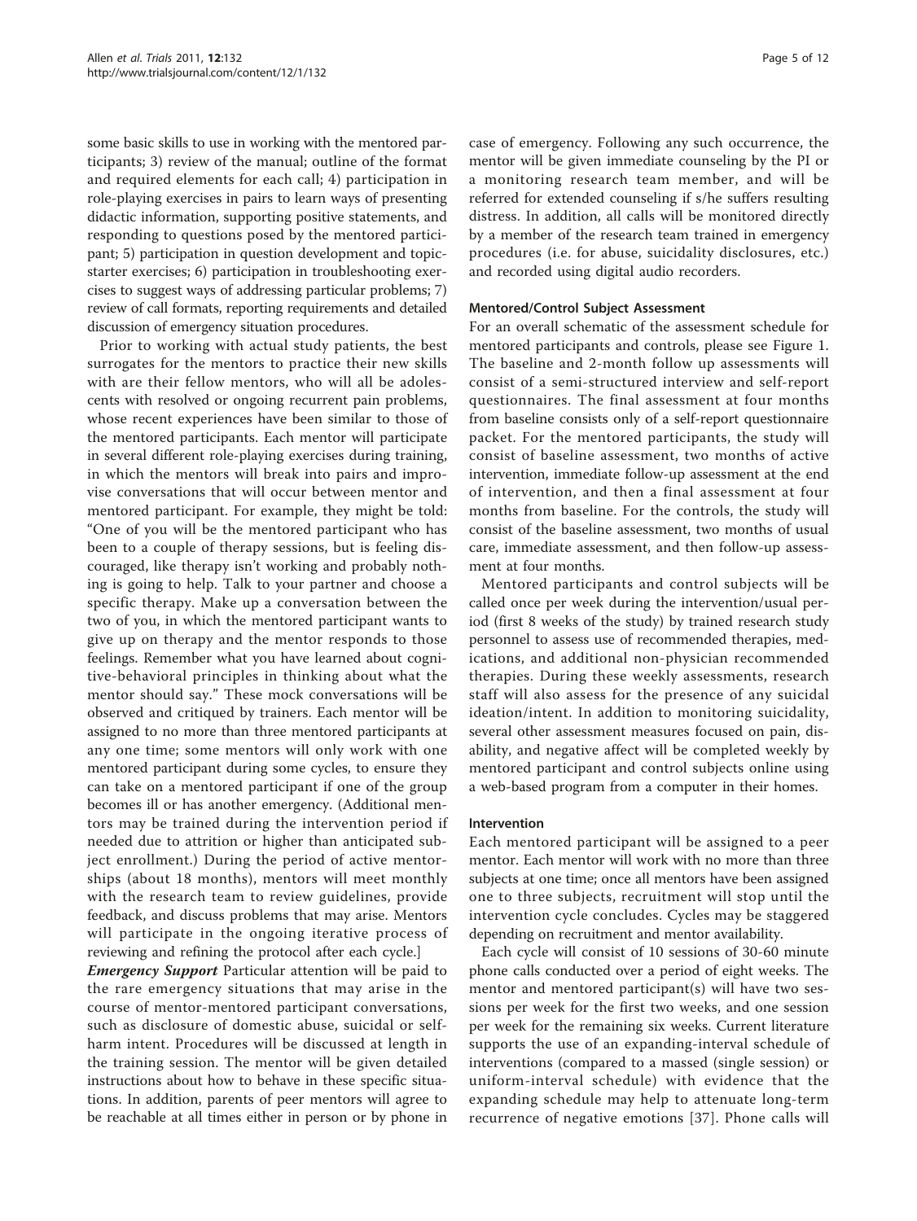some basic skills to use in working with the mentored participants; 3) review of the manual; outline of the format and required elements for each call; 4) participation in role-playing exercises in pairs to learn ways of presenting didactic information, supporting positive statements, and responding to questions posed by the mentored participant; 5) participation in question development and topic-starter exercises; 6) participation in troubleshooting exercises to suggest ways of addressing particular problems; 7) review of call formats, reporting requirements and detailed discussion of emergency situation procedures.

Prior to working with actual study patients, the best surrogates for the mentors to practice their new skills with are their fellow mentors, who will all be adolescents with resolved or ongoing recurrent pain problems, whose recent experiences have been similar to those of the mentored participants. Each mentor will participate in several different role-playing exercises during training, in which the mentors will break into pairs and improvise conversations that will occur between mentor and mentored participant. For example, they might be told: "One of you will be the mentored participant who has been to a couple of therapy sessions, but is feeling discouraged, like therapy isn't working and probably nothing is going to help. Talk to your partner and choose a specific therapy. Make up a conversation between the two of you, in which the mentored participant wants to give up on therapy and the mentor responds to those feelings. Remember what you have learned about cognitive-behavioral principles in thinking about what the mentor should say." These mock conversations will be observed and critiqued by trainers. Each mentor will be assigned to no more than three mentored participants at any one time; some mentors will only work with one mentored participant during some cycles, to ensure they can take on a mentored participant if one of the group becomes ill or has another emergency. (Additional mentors may be trained during the intervention period if needed due to attrition or higher than anticipated subject enrollment.) During the period of active mentorships (about 18 months), mentors will meet monthly with the research team to review guidelines, provide feedback, and discuss problems that may arise. Mentors will participate in the ongoing iterative process of reviewing and refining the protocol after each cycle.]

***Emergency Support*** Particular attention will be paid to the rare emergency situations that may arise in the course of mentor-mentored participant conversations, such as disclosure of domestic abuse, suicidal or self-harm intent. Procedures will be discussed at length in the training session. The mentor will be given detailed instructions about how to behave in these specific situations. In addition, parents of peer mentors will agree to be reachable at all times either in person or by phone in case of emergency. Following any such occurrence, the mentor will be given immediate counseling by the PI or a monitoring research team member, and will be referred for extended counseling if s/he suffers resulting distress. In addition, all calls will be monitored directly by a member of the research team trained in emergency procedures (i.e. for abuse, suicidality disclosures, etc.) and recorded using digital audio recorders.

### Mentored/Control Subject Assessment

For an overall schematic of the assessment schedule for mentored participants and controls, please see Figure 1. The baseline and 2-month follow up assessments will consist of a semi-structured interview and self-report questionnaires. The final assessment at four months from baseline consists only of a self-report questionnaire packet. For the mentored participants, the study will consist of baseline assessment, two months of active intervention, immediate follow-up assessment at the end of intervention, and then a final assessment at four months from baseline. For the controls, the study will consist of the baseline assessment, two months of usual care, immediate assessment, and then follow-up assessment at four months.

Mentored participants and control subjects will be called once per week during the intervention/usual period (first 8 weeks of the study) by trained research study personnel to assess use of recommended therapies, medications, and additional non-physician recommended therapies. During these weekly assessments, research staff will also assess for the presence of any suicidal ideation/intent. In addition to monitoring suicidality, several other assessment measures focused on pain, disability, and negative affect will be completed weekly by mentored participant and control subjects online using a web-based program from a computer in their homes.

### Intervention

Each mentored participant will be assigned to a peer mentor. Each mentor will work with no more than three subjects at one time; once all mentors have been assigned one to three subjects, recruitment will stop until the intervention cycle concludes. Cycles may be staggered depending on recruitment and mentor availability.

Each cycle will consist of 10 sessions of 30-60 minute phone calls conducted over a period of eight weeks. The mentor and mentored participant(s) will have two sessions per week for the first two weeks, and one session per week for the remaining six weeks. Current literature supports the use of an expanding-interval schedule of interventions (compared to a massed (single session) or uniform-interval schedule) with evidence that the expanding schedule may help to attenuate long-term recurrence of negative emotions [37]. Phone calls will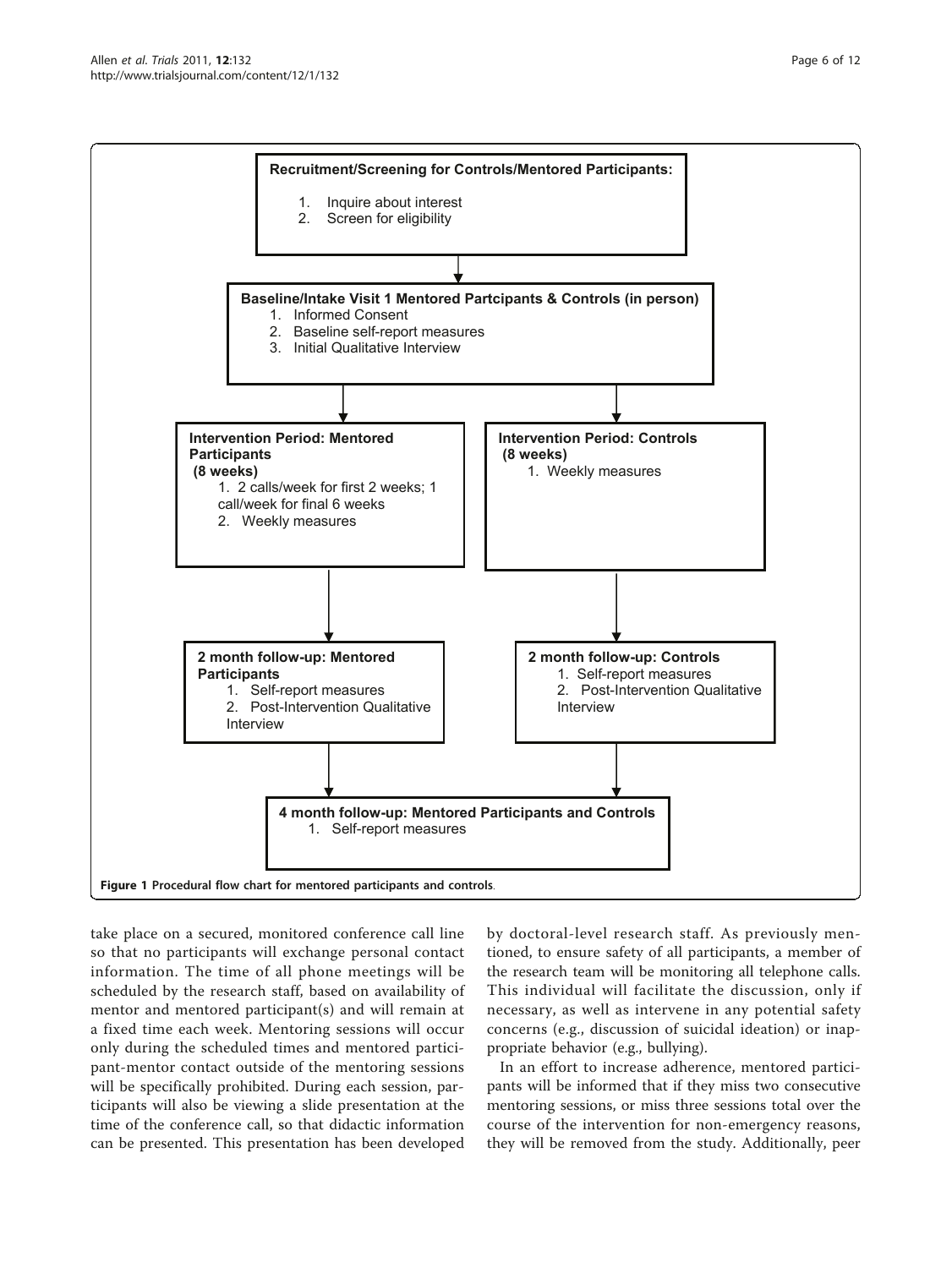**Recruitment/Screening for Controls/Mentored Participants:**

1. Inquire about interest
2. Screen for eligibility

**Baseline/Intake Visit 1 Mentored Partcipants & Controls (in person)**

1. Informed Consent
2. Baseline self-report measures
3. Initial Qualitative Interview

**Intervention Period: Mentored Participants (8 weeks)**

1. 2 calls/week for first 2 weeks; 1 call/week for final 6 weeks
2. Weekly measures

**Intervention Period: Controls (8 weeks)**

1. Weekly measures

**2 month follow-up: Mentored Participants**

1. Self-report measures
2. Post-Intervention Qualitative Interview

**2 month follow-up: Controls**

1. Self-report measures
2. Post-Intervention Qualitative Interview

**4 month follow-up: Mentored Participants and Controls**

1. Self-report measures

**Figure 1 Procedural flow chart for mentored participants and controls.**

take place on a secured, monitored conference call line so that no participants will exchange personal contact information. The time of all phone meetings will be scheduled by the research staff, based on availability of mentor and mentored participant(s) and will remain at a fixed time each week. Mentoring sessions will occur only during the scheduled times and mentored participant-mentor contact outside of the mentoring sessions will be specifically prohibited. During each session, participants will also be viewing a slide presentation at the time of the conference call, so that didactic information can be presented. This presentation has been developed by doctoral-level research staff. As previously mentioned, to ensure safety of all participants, a member of the research team will be monitoring all telephone calls. This individual will facilitate the discussion, only if necessary, as well as intervene in any potential safety concerns (e.g., discussion of suicidal ideation) or inappropriate behavior (e.g., bullying).

In an effort to increase adherence, mentored participants will be informed that if they miss two consecutive mentoring sessions, or miss three sessions total over the course of the intervention for non-emergency reasons, they will be removed from the study. Additionally, peer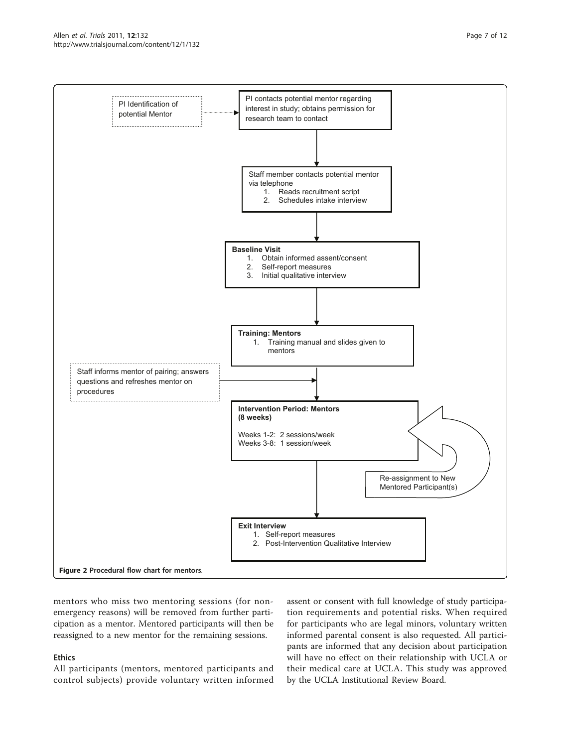PI Identification of potential Mentor

PI contacts potential mentor regarding interest in study; obtains permission for research team to contact

Staff member contacts potential mentor via telephone

1. Reads recruitment script
2. Schedules intake interview

**Baseline Visit**

1. Obtain informed assent/consent
2. Self-report measures
3. Initial qualitative interview

**Training: Mentors**

1. Training manual and slides given to mentors

Staff informs mentor of pairing; answers questions and refreshes mentor on procedures

**Intervention Period: Mentors (8 weeks)**

Weeks 1-2: 2 sessions/week
Weeks 3-8: 1 session/week

Re-assignment to New Mentored Participant(s)

**Exit Interview**

1. Self-report measures
2. Post-Intervention Qualitative Interview

**Figure 2 Procedural flow chart for mentors**.

mentors who miss two mentoring sessions (for non-emergency reasons) will be removed from further participation as a mentor. Mentored participants will then be reassigned to a new mentor for the remaining sessions.

### Ethics

All participants (mentors, mentored participants and control subjects) provide voluntary written informed assent or consent with full knowledge of study participation requirements and potential risks. When required for participants who are legal minors, voluntary written informed parental consent is also requested. All participants are informed that any decision about participation will have no effect on their relationship with UCLA or their medical care at UCLA. This study was approved by the UCLA Institutional Review Board.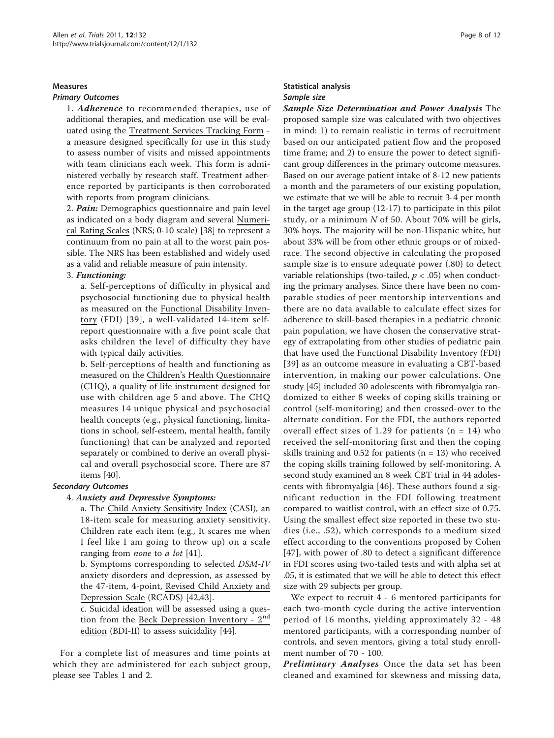### Measures

#### Primary Outcomes

1. ***Adherence*** to recommended therapies, use of additional therapies, and medication use will be evaluated using the Treatment Services Tracking Form - a measure designed specifically for use in this study to assess number of visits and missed appointments with team clinicians each week. This form is administered verbally by research staff. Treatment adherence reported by participants is then corroborated with reports from program clinicians.

2. ***Pain:*** Demographics questionnaire and pain level as indicated on a body diagram and several Numerical Rating Scales (NRS; 0-10 scale) [38] to represent a continuum from no pain at all to the worst pain possible. The NRS has been established and widely used as a valid and reliable measure of pain intensity.

3. ***Functioning:***

   a. Self-perceptions of difficulty in physical and psychosocial functioning due to physical health as measured on the Functional Disability Inventory (FDI) [39], a well-validated 14-item self-report questionnaire with a five point scale that asks children the level of difficulty they have with typical daily activities.

   b. Self-perceptions of health and functioning as measured on the Children's Health Questionnaire (CHQ), a quality of life instrument designed for use with children age 5 and above. The CHQ measures 14 unique physical and psychosocial health concepts (e.g., physical functioning, limitations in school, self-esteem, mental health, family functioning) that can be analyzed and reported separately or combined to derive an overall physical and overall psychosocial score. There are 87 items [40].

#### Secondary Outcomes

4. ***Anxiety and Depressive Symptoms:***

   a. The Child Anxiety Sensitivity Index (CASI), an 18-item scale for measuring anxiety sensitivity. Children rate each item (e.g., It scares me when I feel like I am going to throw up) on a scale ranging from *none* to *a lot* [41].

   b. Symptoms corresponding to selected *DSM-IV* anxiety disorders and depression, as assessed by the 47-item, 4-point, Revised Child Anxiety and Depression Scale (RCADS) [42,43].

   c. Suicidal ideation will be assessed using a question from the Beck Depression Inventory - 2nd edition (BDI-II) to assess suicidality [44].

For a complete list of measures and time points at which they are administered for each subject group, please see Tables 1 and 2.

### Statistical analysis

#### Sample size

***Sample Size Determination and Power Analysis*** The proposed sample size was calculated with two objectives in mind: 1) to remain realistic in terms of recruitment based on our anticipated patient flow and the proposed time frame; and 2) to ensure the power to detect significant group differences in the primary outcome measures. Based on our average patient intake of 8-12 new patients a month and the parameters of our existing population, we estimate that we will be able to recruit 3-4 per month in the target age group (12-17) to participate in this pilot study, or a minimum *N* of 50. About 70% will be girls, 30% boys. The majority will be non-Hispanic white, but about 33% will be from other ethnic groups or of mixed-race. The second objective in calculating the proposed sample size is to ensure adequate power (.80) to detect variable relationships (two-tailed, $p < .05$) when conducting the primary analyses. Since there have been no comparable studies of peer mentorship interventions and there are no data available to calculate effect sizes for adherence to skill-based therapies in a pediatric chronic pain population, we have chosen the conservative strategy of extrapolating from other studies of pediatric pain that have used the Functional Disability Inventory (FDI) [39] as an outcome measure in evaluating a CBT-based intervention, in making our power calculations. One study [45] included 30 adolescents with fibromyalgia randomized to either 8 weeks of coping skills training or control (self-monitoring) and then crossed-over to the alternate condition. For the FDI, the authors reported overall effect sizes of 1.29 for patients ($n = 14$) who received the self-monitoring first and then the coping skills training and 0.52 for patients ($n = 13$) who received the coping skills training followed by self-monitoring. A second study examined an 8 week CBT trial in 44 adolescents with fibromyalgia [46]. These authors found a significant reduction in the FDI following treatment compared to waitlist control, with an effect size of 0.75. Using the smallest effect size reported in these two studies (i.e., .52), which corresponds to a medium sized effect according to the conventions proposed by Cohen [47], with power of .80 to detect a significant difference in FDI scores using two-tailed tests and with alpha set at .05, it is estimated that we will be able to detect this effect size with 29 subjects per group.

We expect to recruit 4 - 6 mentored participants for each two-month cycle during the active intervention period of 16 months, yielding approximately 32 - 48 mentored participants, with a corresponding number of controls, and seven mentors, giving a total study enrollment number of 70 - 100.

***Preliminary Analyses*** Once the data set has been cleaned and examined for skewness and missing data,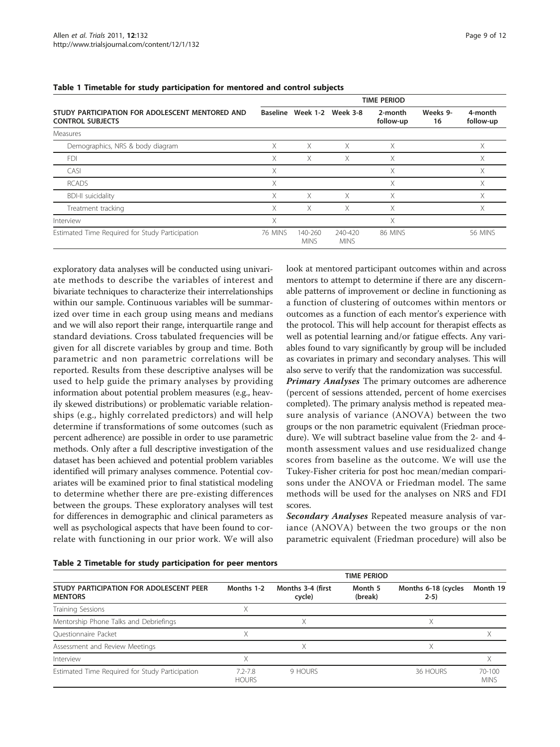**Table 1 Timetable for study participation for mentored and control subjects**

| STUDY PARTICIPATION FOR ADOLESCENT MENTORED AND CONTROL SUBJECTS | TIME PERIOD | | | | | |
|---|---|---|---|---|---|---|
| | Baseline | Week 1-2 | Week 3-8 | 2-month follow-up | Weeks 9-16 | 4-month follow-up |
| Measures | | | | | | |
| Demographics, NRS & body diagram | X | X | X | X | | X |
| FDI | X | X | X | X | | X |
| CASI | X | | | X | | X |
| RCADS | X | | | X | | X |
| BDI-II suicidality | X | X | X | X | | X |
| Treatment tracking | X | X | X | X | | X |
| Interview | X | | | X | | |
| Estimated Time Required for Study Participation | 76 MINS | 140-260 MINS | 240-420 MINS | 86 MINS | | 56 MINS |

exploratory data analyses will be conducted using univariate methods to describe the variables of interest and bivariate techniques to characterize their interrelationships within our sample. Continuous variables will be summarized over time in each group using means and medians and we will also report their range, interquartile range and standard deviations. Cross tabulated frequencies will be given for all discrete variables by group and time. Both parametric and non parametric correlations will be reported. Results from these descriptive analyses will be used to help guide the primary analyses by providing information about potential problem measures (e.g., heavily skewed distributions) or problematic variable relationships (e.g., highly correlated predictors) and will help determine if transformations of some outcomes (such as percent adherence) are possible in order to use parametric methods. Only after a full descriptive investigation of the dataset has been achieved and potential problem variables identified will primary analyses commence. Potential covariates will be examined prior to final statistical modeling to determine whether there are pre-existing differences between the groups. These exploratory analyses will test for differences in demographic and clinical parameters as well as psychological aspects that have been found to correlate with functioning in our prior work. We will also look at mentored participant outcomes within and across mentors to attempt to determine if there are any discernable patterns of improvement or decline in functioning as a function of clustering of outcomes within mentors or outcomes as a function of each mentor's experience with the protocol. This will help account for therapist effects as well as potential learning and/or fatigue effects. Any variables found to vary significantly by group will be included as covariates in primary and secondary analyses. This will also serve to verify that the randomization was successful.

***Primary Analyses*** The primary outcomes are adherence (percent of sessions attended, percent of home exercises completed). The primary analysis method is repeated measure analysis of variance (ANOVA) between the two groups or the non parametric equivalent (Friedman procedure). We will subtract baseline value from the 2- and 4-month assessment values and use residualized change scores from baseline as the outcome. We will use the Tukey-Fisher criteria for post hoc mean/median comparisons under the ANOVA or Friedman model. The same methods will be used for the analyses on NRS and FDI scores.

***Secondary Analyses*** Repeated measure analysis of variance (ANOVA) between the two groups or the non parametric equivalent (Friedman procedure) will also be

**Table 2 Timetable for study participation for peer mentors**

| STUDY PARTICIPATION FOR ADOLESCENT PEER MENTORS | TIME PERIOD | | | | |
|---|---|---|---|---|---|
| | Months 1-2 | Months 3-4 (first cycle) | Month 5 (break) | Months 6-18 (cycles 2-5) | Month 19 |
| Training Sessions | X | | | | |
| Mentorship Phone Talks and Debriefings | | X | | X | |
| Questionnaire Packet | X | | | | X |
| Assessment and Review Meetings | | X | | X | |
| Interview | X | | | | X |
| Estimated Time Required for Study Participation | 7.2-7.8 HOURS | 9 HOURS | | 36 HOURS | 70-100 MINS |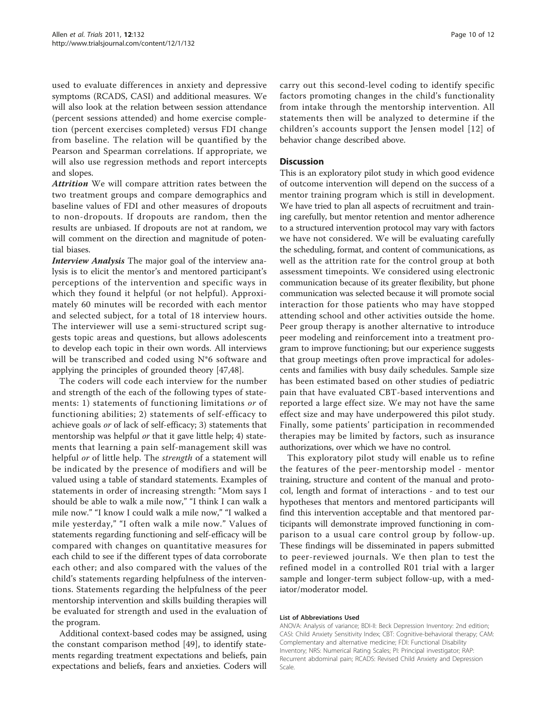used to evaluate differences in anxiety and depressive symptoms (RCADS, CASI) and additional measures. We will also look at the relation between session attendance (percent sessions attended) and home exercise completion (percent exercises completed) versus FDI change from baseline. The relation will be quantified by the Pearson and Spearman correlations. If appropriate, we will also use regression methods and report intercepts and slopes.

***Attrition*** We will compare attrition rates between the two treatment groups and compare demographics and baseline values of FDI and other measures of dropouts to non-dropouts. If dropouts are random, then the results are unbiased. If dropouts are not at random, we will comment on the direction and magnitude of potential biases.

***Interview Analysis*** The major goal of the interview analysis is to elicit the mentor's and mentored participant's perceptions of the intervention and specific ways in which they found it helpful (or not helpful). Approximately 60 minutes will be recorded with each mentor and selected subject, for a total of 18 interview hours. The interviewer will use a semi-structured script suggests topic areas and questions, but allows adolescents to develop each topic in their own words. All interviews will be transcribed and coded using N*6 software and applying the principles of grounded theory [47,48].

The coders will code each interview for the number and strength of the each of the following types of statements: 1) statements of functioning limitations *or* of functioning abilities; 2) statements of self-efficacy to achieve goals *or* of lack of self-efficacy; 3) statements that mentorship was helpful *or* that it gave little help; 4) statements that learning a pain self-management skill was helpful *or* of little help. The *strength* of a statement will be indicated by the presence of modifiers and will be valued using a table of standard statements. Examples of statements in order of increasing strength: "Mom says I should be able to walk a mile now," "I think I can walk a mile now." "I know I could walk a mile now," "I walked a mile yesterday," "I often walk a mile now." Values of statements regarding functioning and self-efficacy will be compared with changes on quantitative measures for each child to see if the different types of data corroborate each other; and also compared with the values of the child's statements regarding helpfulness of the interventions. Statements regarding the helpfulness of the peer mentorship intervention and skills building therapies will be evaluated for strength and used in the evaluation of the program.

Additional context-based codes may be assigned, using the constant comparison method [49], to identify statements regarding treatment expectations and beliefs, pain expectations and beliefs, fears and anxieties. Coders will carry out this second-level coding to identify specific factors promoting changes in the child's functionality from intake through the mentorship intervention. All statements then will be analyzed to determine if the children's accounts support the Jensen model [12] of behavior change described above.

## Discussion

This is an exploratory pilot study in which good evidence of outcome intervention will depend on the success of a mentor training program which is still in development. We have tried to plan all aspects of recruitment and training carefully, but mentor retention and mentor adherence to a structured intervention protocol may vary with factors we have not considered. We will be evaluating carefully the scheduling, format, and content of communications, as well as the attrition rate for the control group at both assessment timepoints. We considered using electronic communication because of its greater flexibility, but phone communication was selected because it will promote social interaction for those patients who may have stopped attending school and other activities outside the home. Peer group therapy is another alternative to introduce peer modeling and reinforcement into a treatment program to improve functioning; but our experience suggests that group meetings often prove impractical for adolescents and families with busy daily schedules. Sample size has been estimated based on other studies of pediatric pain that have evaluated CBT-based interventions and reported a large effect size. We may not have the same effect size and may have underpowered this pilot study. Finally, some patients' participation in recommended therapies may be limited by factors, such as insurance authorizations, over which we have no control.

This exploratory pilot study will enable us to refine the features of the peer-mentorship model - mentor training, structure and content of the manual and protocol, length and format of interactions - and to test our hypotheses that mentors and mentored participants will find this intervention acceptable and that mentored participants will demonstrate improved functioning in comparison to a usual care control group by follow-up. These findings will be disseminated in papers submitted to peer-reviewed journals. We then plan to test the refined model in a controlled R01 trial with a larger sample and longer-term subject follow-up, with a mediator/moderator model.

#### List of Abbreviations Used

ANOVA: Analysis of variance; BDI-II: Beck Depression Inventory: 2nd edition; CASI: Child Anxiety Sensitivity Index; CBT: Cognitive-behavioral therapy; CAM: Complementary and alternative medicine; FDI: Functional Disability Inventory; NRS: Numerical Rating Scales; PI: Principal investigator; RAP: Recurrent abdominal pain; RCADS: Revised Child Anxiety and Depression Scale.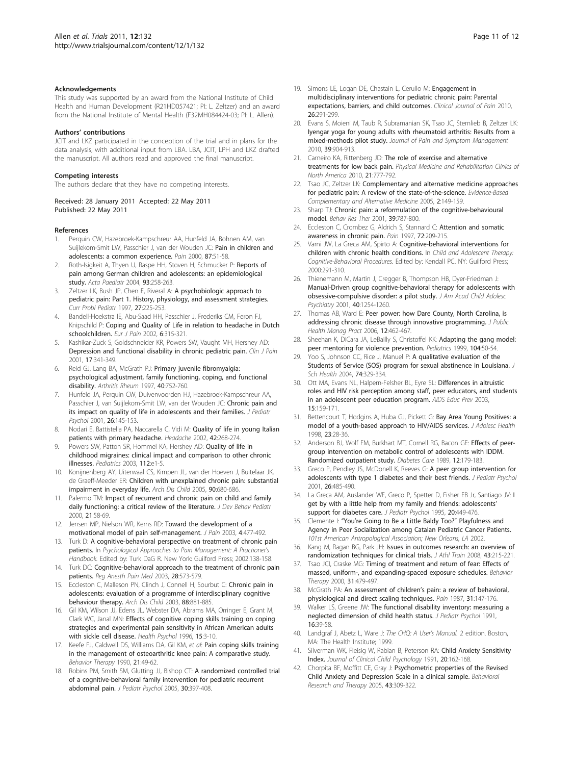## Acknowledgements

This study was supported by an award from the National Institute of Child Health and Human Development (R21HD057421; PI: L. Zeltzer) and an award from the National Institute of Mental Health (F32MH084424-03; PI: L. Allen).

## Authors' contributions

JCIT and LKZ participated in the conception of the trial and in plans for the data analysis, with additional input from LBA. LBA, JCIT, LPH and LKZ drafted the manuscript. All authors read and approved the final manuscript.

## Competing interests

The authors declare that they have no competing interests.

Received: 28 January 2011 Accepted: 22 May 2011
Published: 22 May 2011

## References

1. Perquin CW, Hazebroek-Kampschreur AA, Hunfeld JA, Bohnen AM, van Suijlekom-Smit LW, Passchier J, van der Wouden JC: **Pain in children and adolescents: a common experience.** *Pain* 2000, **87**:51-58.
2. Roth-Isigkeit A, Thyen U, Raspe HH, Stoven H, Schmucker P: **Reports of pain among German children and adolescents: an epidemiological study.** *Acta Paediatr* 2004, **93**:258-263.
3. Zeltzer LK, Bush JP, Chen E, Riveral A: **A psychobiologic approach to pediatric pain: Part 1. History, physiology, and assessment strategies.** *Curr Probl Pediatr* 1997, **27**:225-253.
4. Bandell-Hoekstra IE, Abu-Saad HH, Passchier J, Frederiks CM, Feron FJ, Knipschild P: **Coping and Quality of Life in relation to headache in Dutch schoolchildren.** *Eur J Pain* 2002, **6**:315-321.
5. Kashikar-Zuck S, Goldschneider KR, Powers SW, Vaught MH, Hershey AD: **Depression and functional disability in chronic pediatric pain.** *Clin J Pain* 2001, **17**:341-349.
6. Reid GJ, Lang BA, McGrath PJ: **Primary juvenile fibromyalgia: psychological adjustment, family functioning, coping, and functional disability.** *Arthritis Rheum* 1997, **40**:752-760.
7. Hunfeld JA, Perquin CW, Duivenvoorden HJ, Hazebroek-Kampschreur AA, Passchier J, van Suijlekom-Smit LW, van der Wouden JC: **Chronic pain and its impact on quality of life in adolescents and their families.** *J Pediatr Psychol* 2001, **26**:145-153.
8. Nodari E, Battistella PA, Naccarella C, Vidi M: **Quality of life in young Italian patients with primary headache.** *Headache* 2002, **42**:268-274.
9. Powers SW, Patton SR, Hommel KA, Hershey AD: **Quality of life in childhood migraines: clinical impact and comparison to other chronic illnesses.** *Pediatrics* 2003, **112**:e1-5.
10. Konijnenberg AY, Uiterwaal CS, Kimpen JL, van der Hoeven J, Buitelaar JK, de Graeff-Meeder ER: **Children with unexplained chronic pain: substantial impairment in everyday life.** *Arch Dis Child* 2005, **90**:680-686.
11. Palermo TM: **Impact of recurrent and chronic pain on child and family daily functioning: a critical review of the literature.** *J Dev Behav Pediatr* 2000, **21**:58-69.
12. Jensen MP, Nielson WR, Kerns RD: **Toward the development of a motivational model of pain self-management.** *J Pain* 2003, **4**:477-492.
13. Turk D: **A cognitive-behavioral perspective on treatment of chronic pain patients.** In *Psychological Approaches to Pain Management: A Practioner's Handbook.* Edited by: Turk DaG R. New York: Guilford Press; 2002:138-158.
14. Turk DC: **Cognitive-behavioral approach to the treatment of chronic pain patients.** *Reg Anesth Pain Med* 2003, **28**:573-579.
15. Eccleston C, Malleson PN, Clinch J, Connell H, Sourbut C: **Chronic pain in adolescents: evaluation of a programme of interdisciplinary cognitive behaviour therapy.** *Arch Dis Child* 2003, **88**:881-885.
16. Gil KM, Wilson JJ, Edens JL, Webster DA, Abrams MA, Orringer E, Grant M, Clark WC, Janal MN: **Effects of cognitive coping skills training on coping strategies and experimental pain sensitivity in African American adults with sickle cell disease.** *Health Psychol* 1996, **15**:3-10.
17. Keefe FJ, Caldwell DS, Williams DA, Gil KM, *et al*: **Pain coping skills training in the management of osteoarthritic knee pain: A comparative study.** *Behavior Therapy* 1990, **21**:49-62.
18. Robins PM, Smith SM, Glutting JJ, Bishop CT: **A randomized controlled trial of a cognitive-behavioral family intervention for pediatric recurrent abdominal pain.** *J Pediatr Psychol* 2005, **30**:397-408.
19. Simons LE, Logan DE, Chastain L, Cerullo M: **Engagement in multidisciplinary interventions for pediatric chronic pain: Parental expectations, barriers, and child outcomes.** *Clinical Journal of Pain* 2010, **26**:291-299.
20. Evans S, Moieni M, Taub R, Subramanian SK, Tsao JC, Sternlieb B, Zeltzer LK: **Iyengar yoga for young adults with rheumatoid arthritis: Results from a mixed-methods pilot study.** *Journal of Pain and Symptom Management* 2010, **39**:904-913.
21. Carneiro KA, Rittenberg JD: **The role of exercise and alternative treatments for low back pain.** *Physical Medicine and Rehabilitation Clinics of North America* 2010, **21**:777-792.
22. Tsao JC, Zeltzer LK: **Complementary and alternative medicine approaches for pediatric pain: A review of the state-of-the-science.** *Evidence-Based Complementary and Alternative Medicine* 2005, **2**:149-159.
23. Sharp TJ: **Chronic pain: a reformulation of the cognitive-behavioural model.** *Behav Res Ther* 2001, **39**:787-800.
24. Eccleston C, Crombez G, Aldrich S, Stannard C: **Attention and somatic awareness in chronic pain.** *Pain* 1997, **72**:209-215.
25. Varni JW, La Greca AM, Spirto A: **Cognitive-behavioral interventions for children with chronic health conditions.** In *Child and Adolescent Therapy: Cognitive-Behavioral Procedures.* Edited by: Kendall PC. NY: Guilford Press; 2000:291-310.
26. Thienemann M, Martin J, Cregger B, Thompson HB, Dyer-Friedman J: **Manual-Driven group cognitive-behavioral therapy for adolescents with obsessive-compulsive disorder: a pilot study.** *J Am Acad Child Adolesc Psychiatry* 2001, **40**:1254-1260.
27. Thomas AB, Ward E: **Peer power: how Dare County, North Carolina, is addressing chronic disease through innovative programming.** *J Public Health Manag Pract* 2006, **12**:462-467.
28. Sheehan K, DiCara JA, LeBailly S, Christoffel KK: **Adapting the gang model: peer mentoring for violence prevention.** *Pediatrics* 1999, **104**:50-54.
29. Yoo S, Johnson CC, Rice J, Manuel P: **A qualitative evaluation of the Students of Service (SOS) program for sexual abstinence in Louisiana.** *J Sch Health* 2004, **74**:329-334.
30. Ott MA, Evans NL, Halpern-Felsher BL, Eyre SL: **Differences in altruistic roles and HIV risk perception among staff, peer educators, and students in an adolescent peer education program.** *AIDS Educ Prev* 2003, **15**:159-171.
31. Bettencourt T, Hodgins A, Huba GJ, Pickett G: **Bay Area Young Positives: a model of a youth-based approach to HIV/AIDS services.** *J Adolesc Health* 1998, **23**:28-36.
32. Anderson BJ, Wolf FM, Burkhart MT, Cornell RG, Bacon GE: **Effects of peer-group intervention on metabolic control of adolescents with IDDM. Randomized outpatient study.** *Diabetes Care* 1989, **12**:179-183.
33. Greco P, Pendley JS, McDonell K, Reeves G: **A peer group intervention for adolescents with type 1 diabetes and their best friends.** *J Pediatr Psychol* 2001, **26**:485-490.
34. La Greca AM, Auslander WF, Greco P, Spetter D, Fisher EB Jr, Santiago JV: **I get by with a little help from my family and friends: adolescents' support for diabetes care.** *J Pediatr Psychol* 1995, **20**:449-476.
35. Clemente I: **"You're Going to Be a Little Baldy Too?" Playfulness and Agency in Peer Socialization among Catalan Pediatric Cancer Patients.** *101st American Antropological Association; New Orleans, LA* 2002.
36. Kang M, Ragan BG, Park JH: **Issues in outcomes research: an overview of randomization techniques for clinical trials.** *J Athl Train* 2008, **43**:215-221.
37. Tsao JCI, Craske MG: **Timing of treatment and return of fear: Effects of massed, uniform-, and expanding-spaced exposure schedules.** *Behavior Therapy* 2000, **31**:479-497.
38. McGrath PA: **An assessment of children's pain: a review of behavioral, physiological and direct scaling techniques.** *Pain* 1987, **31**:147-176.
39. Walker LS, Greene JW: **The functional disability inventory: measuring a neglected dimension of child health status.** *J Pediatr Psychol* 1991, **16**:39-58.
40. Landgraf J, Abetz L, Ware J: *The CHQ: A User's Manual.* 2 edition. Boston, MA: The Health Institute; 1999.
41. Silverman WK, Fleisig W, Rabian B, Peterson RA: **Child Anxiety Sensitivity Index.** *Journal of Clinical Child Psychology* 1991, **20**:162-168.
42. Chorpita BF, Moffitt CE, Gray J: **Psychometric properties of the Revised Child Anxiety and Depression Scale in a clinical sample.** *Behavioral Research and Therapy* 2005, **43**:309-322.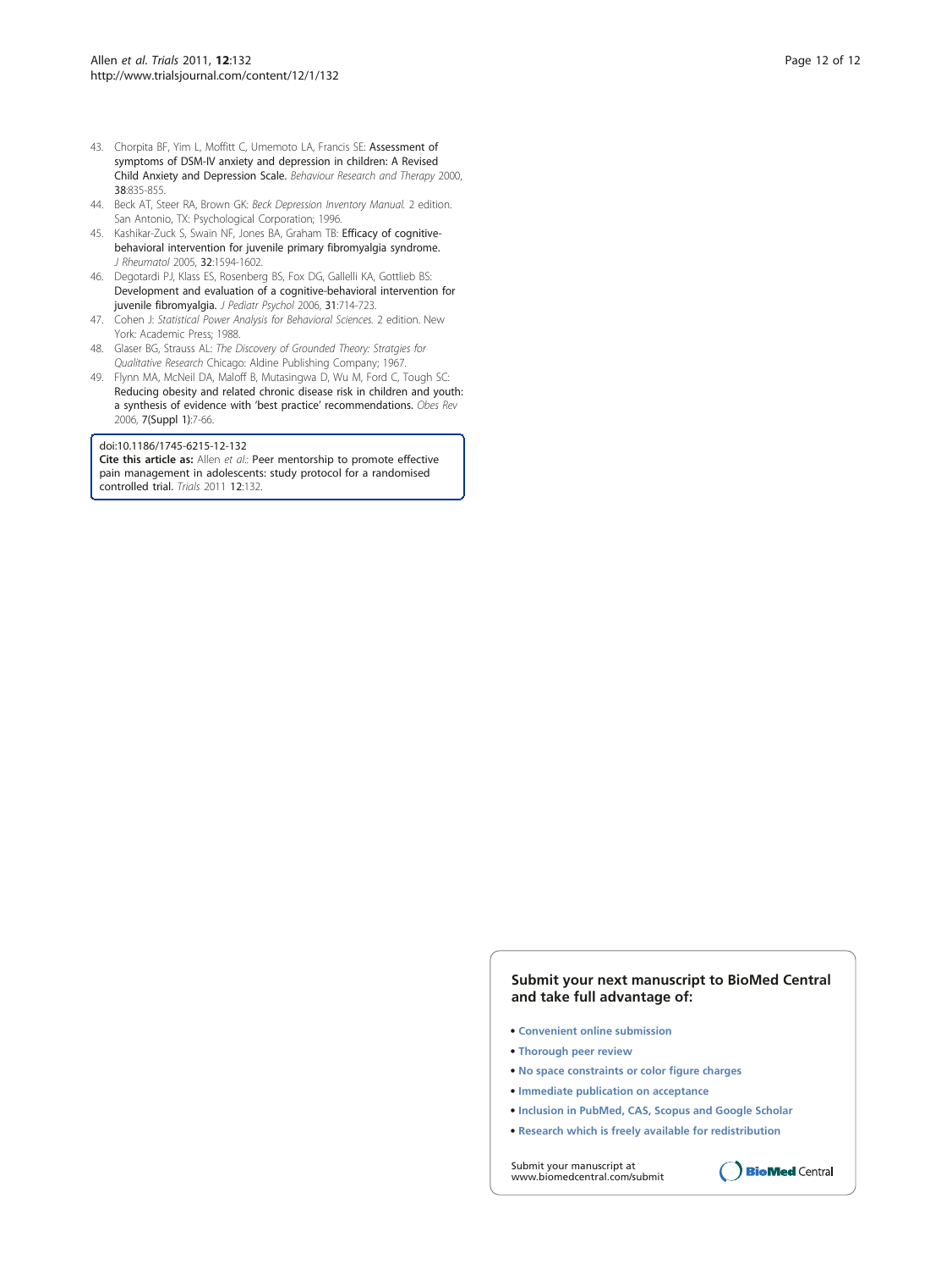43. Chorpita BF, Yim L, Moffitt C, Umemoto LA, Francis SE: **Assessment of symptoms of DSM-IV anxiety and depression in children: A Revised Child Anxiety and Depression Scale.** *Behaviour Research and Therapy* 2000, **38**:835-855.
44. Beck AT, Steer RA, Brown GK: *Beck Depression Inventory Manual.* 2 edition. San Antonio, TX: Psychological Corporation; 1996.
45. Kashikar-Zuck S, Swain NF, Jones BA, Graham TB: **Efficacy of cognitive-behavioral intervention for juvenile primary fibromyalgia syndrome.** *J Rheumatol* 2005, **32**:1594-1602.
46. Degotardi PJ, Klass ES, Rosenberg BS, Fox DG, Gallelli KA, Gottlieb BS: **Development and evaluation of a cognitive-behavioral intervention for juvenile fibromyalgia.** *J Pediatr Psychol* 2006, **31**:714-723.
47. Cohen J: *Statistical Power Analysis for Behavioral Sciences.* 2 edition. New York: Academic Press; 1988.
48. Glaser BG, Strauss AL: *The Discovery of Grounded Theory: Stratgies for Qualitative Research* Chicago: Aldine Publishing Company; 1967.
49. Flynn MA, McNeil DA, Maloff B, Mutasingwa D, Wu M, Ford C, Tough SC: **Reducing obesity and related chronic disease risk in children and youth: a synthesis of evidence with 'best practice' recommendations.** *Obes Rev* 2006, **7(Suppl 1)**:7-66.

doi:10.1186/1745-6215-12-132
**Cite this article as:** Allen *et al.*: Peer mentorship to promote effective pain management in adolescents: study protocol for a randomised controlled trial. *Trials* 2011 **12**:132.

**Submit your next manuscript to BioMed Central and take full advantage of:**

- **Convenient online submission**
- **Thorough peer review**
- **No space constraints or color figure charges**
- **Immediate publication on acceptance**
- **Inclusion in PubMed, CAS, Scopus and Google Scholar**
- **Research which is freely available for redistribution**

Submit your manuscript at
www.biomedcentral.com/submit

BioMed Central